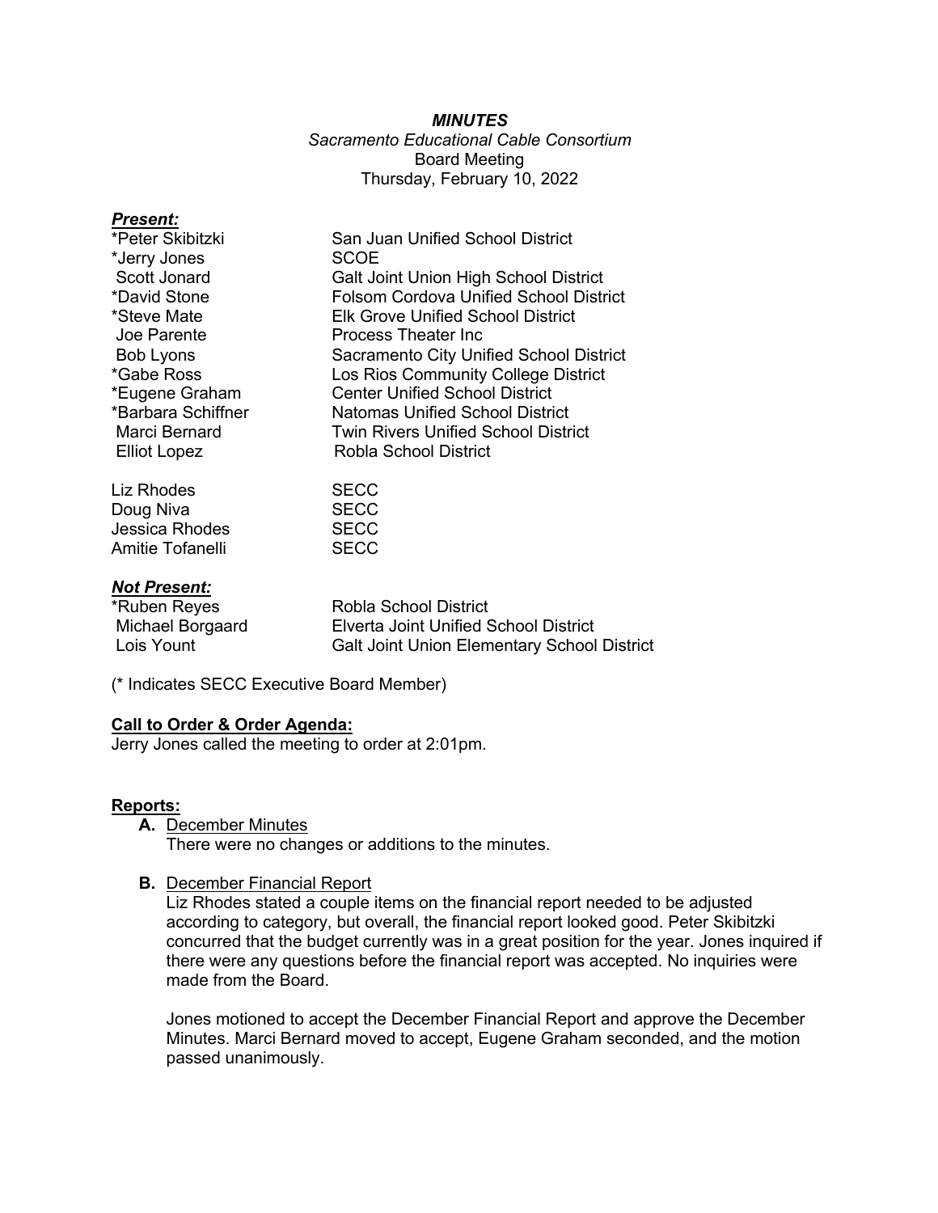***MINUTES***

*Sacramento Educational Cable Consortium*

Board Meeting

Thursday, February 10, 2022

***Present:***

| | |
|---|---|
| *Peter Skibitzki | San Juan Unified School District |
| *Jerry Jones | SCOE |
| Scott Jonard | Galt Joint Union High School District |
| *David Stone | Folsom Cordova Unified School District |
| *Steve Mate | Elk Grove Unified School District |
| Joe Parente | Process Theater Inc |
| Bob Lyons | Sacramento City Unified School District |
| *Gabe Ross | Los Rios Community College District |
| *Eugene Graham | Center Unified School District |
| *Barbara Schiffner | Natomas Unified School District |
| Marci Bernard | Twin Rivers Unified School District |
| Elliot Lopez | Robla School District |
| | |
| Liz Rhodes | SECC |
| Doug Niva | SECC |
| Jessica Rhodes | SECC |
| Amitie Tofanelli | SECC |

***Not Present:***

| | |
|---|---|
| *Ruben Reyes | Robla School District |
| Michael Borgaard | Elverta Joint Unified School District |
| Lois Yount | Galt Joint Union Elementary School District |

(* Indicates SECC Executive Board Member)

**Call to Order & Order Agenda:**

Jerry Jones called the meeting to order at 2:01pm.

**Reports:**

**A.** December Minutes

There were no changes or additions to the minutes.

**B.** December Financial Report

Liz Rhodes stated a couple items on the financial report needed to be adjusted according to category, but overall, the financial report looked good. Peter Skibitzki concurred that the budget currently was in a great position for the year. Jones inquired if there were any questions before the financial report was accepted. No inquiries were made from the Board.

Jones motioned to accept the December Financial Report and approve the December Minutes. Marci Bernard moved to accept, Eugene Graham seconded, and the motion passed unanimously.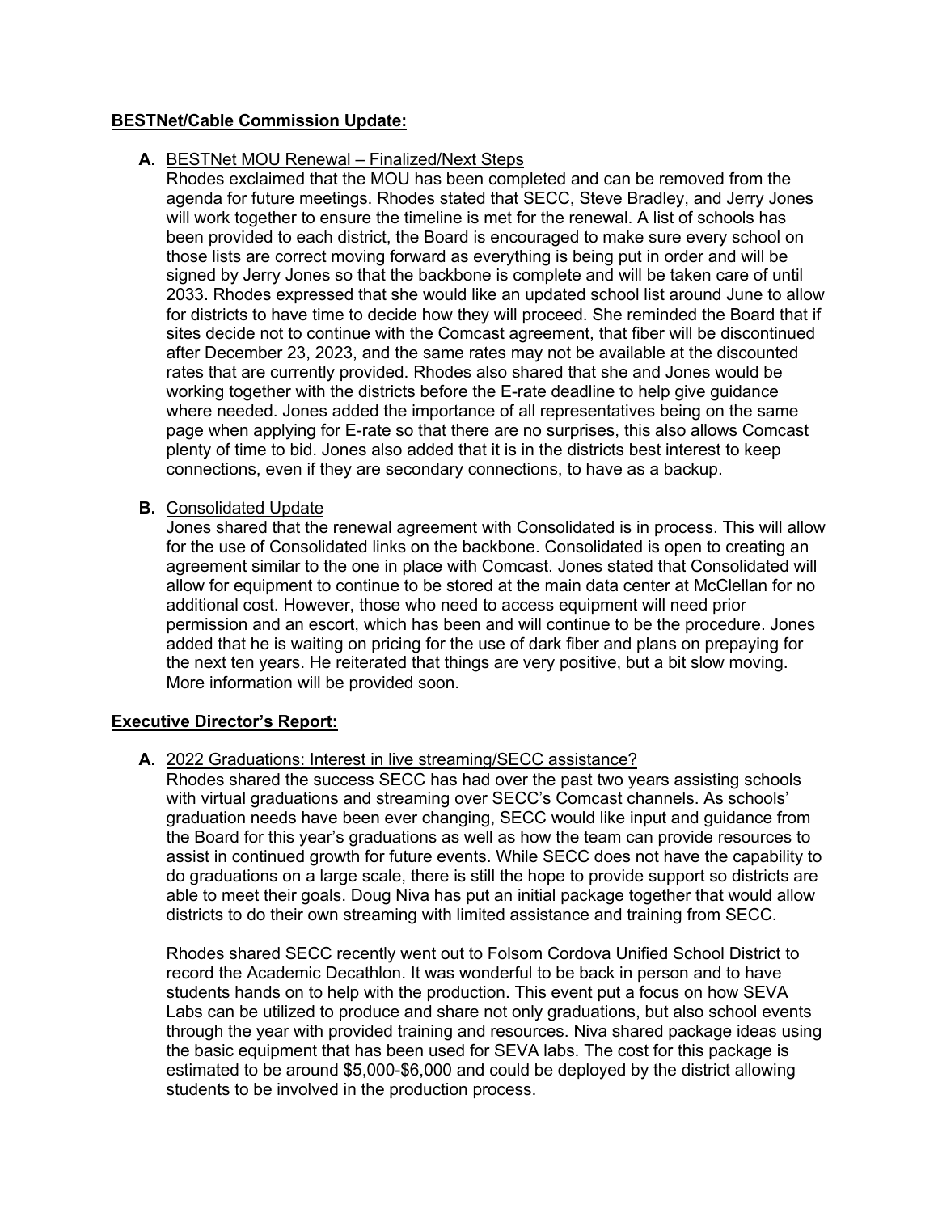**BESTNet/Cable Commission Update:**

**A.** BESTNet MOU Renewal – Finalized/Next Steps

Rhodes exclaimed that the MOU has been completed and can be removed from the agenda for future meetings. Rhodes stated that SECC, Steve Bradley, and Jerry Jones will work together to ensure the timeline is met for the renewal. A list of schools has been provided to each district, the Board is encouraged to make sure every school on those lists are correct moving forward as everything is being put in order and will be signed by Jerry Jones so that the backbone is complete and will be taken care of until 2033. Rhodes expressed that she would like an updated school list around June to allow for districts to have time to decide how they will proceed. She reminded the Board that if sites decide not to continue with the Comcast agreement, that fiber will be discontinued after December 23, 2023, and the same rates may not be available at the discounted rates that are currently provided. Rhodes also shared that she and Jones would be working together with the districts before the E-rate deadline to help give guidance where needed. Jones added the importance of all representatives being on the same page when applying for E-rate so that there are no surprises, this also allows Comcast plenty of time to bid. Jones also added that it is in the districts best interest to keep connections, even if they are secondary connections, to have as a backup.

**B.** Consolidated Update

Jones shared that the renewal agreement with Consolidated is in process. This will allow for the use of Consolidated links on the backbone. Consolidated is open to creating an agreement similar to the one in place with Comcast. Jones stated that Consolidated will allow for equipment to continue to be stored at the main data center at McClellan for no additional cost. However, those who need to access equipment will need prior permission and an escort, which has been and will continue to be the procedure. Jones added that he is waiting on pricing for the use of dark fiber and plans on prepaying for the next ten years. He reiterated that things are very positive, but a bit slow moving. More information will be provided soon.

**Executive Director's Report:**

**A.** 2022 Graduations: Interest in live streaming/SECC assistance?

Rhodes shared the success SECC has had over the past two years assisting schools with virtual graduations and streaming over SECC's Comcast channels. As schools' graduation needs have been ever changing, SECC would like input and guidance from the Board for this year's graduations as well as how the team can provide resources to assist in continued growth for future events. While SECC does not have the capability to do graduations on a large scale, there is still the hope to provide support so districts are able to meet their goals. Doug Niva has put an initial package together that would allow districts to do their own streaming with limited assistance and training from SECC.

Rhodes shared SECC recently went out to Folsom Cordova Unified School District to record the Academic Decathlon. It was wonderful to be back in person and to have students hands on to help with the production. This event put a focus on how SEVA Labs can be utilized to produce and share not only graduations, but also school events through the year with provided training and resources. Niva shared package ideas using the basic equipment that has been used for SEVA labs. The cost for this package is estimated to be around $5,000-$6,000 and could be deployed by the district allowing students to be involved in the production process.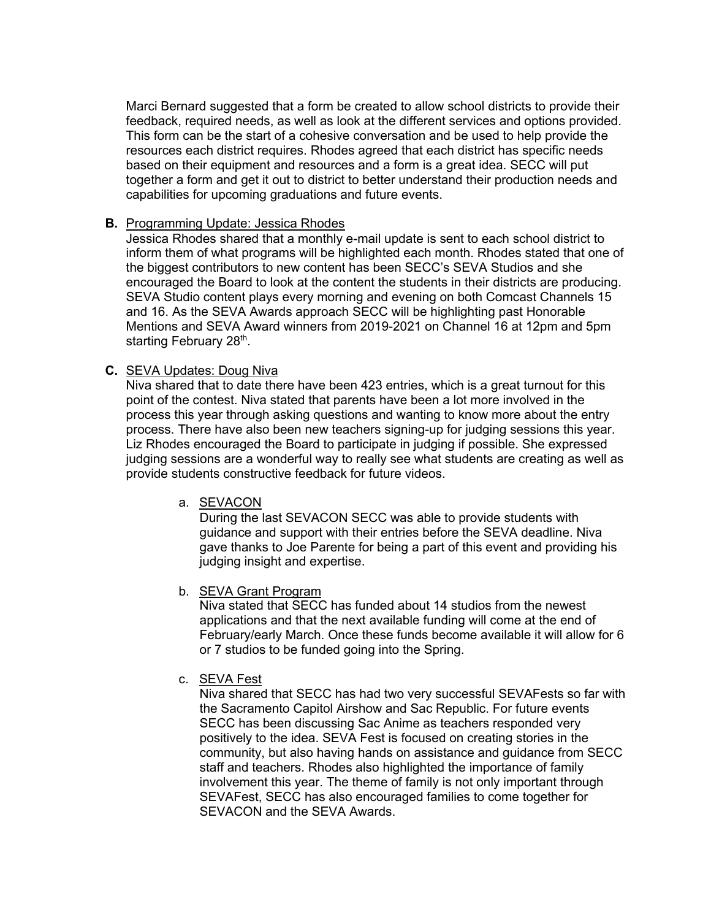Marci Bernard suggested that a form be created to allow school districts to provide their feedback, required needs, as well as look at the different services and options provided. This form can be the start of a cohesive conversation and be used to help provide the resources each district requires. Rhodes agreed that each district has specific needs based on their equipment and resources and a form is a great idea. SECC will put together a form and get it out to district to better understand their production needs and capabilities for upcoming graduations and future events.

**B.** Programming Update: Jessica Rhodes

Jessica Rhodes shared that a monthly e-mail update is sent to each school district to inform them of what programs will be highlighted each month. Rhodes stated that one of the biggest contributors to new content has been SECC's SEVA Studios and she encouraged the Board to look at the content the students in their districts are producing. SEVA Studio content plays every morning and evening on both Comcast Channels 15 and 16. As the SEVA Awards approach SECC will be highlighting past Honorable Mentions and SEVA Award winners from 2019-2021 on Channel 16 at 12pm and 5pm starting February 28th.

**C.** SEVA Updates: Doug Niva

Niva shared that to date there have been 423 entries, which is a great turnout for this point of the contest. Niva stated that parents have been a lot more involved in the process this year through asking questions and wanting to know more about the entry process. There have also been new teachers signing-up for judging sessions this year. Liz Rhodes encouraged the Board to participate in judging if possible. She expressed judging sessions are a wonderful way to really see what students are creating as well as provide students constructive feedback for future videos.

a. SEVACON

During the last SEVACON SECC was able to provide students with guidance and support with their entries before the SEVA deadline. Niva gave thanks to Joe Parente for being a part of this event and providing his judging insight and expertise.

b. SEVA Grant Program

Niva stated that SECC has funded about 14 studios from the newest applications and that the next available funding will come at the end of February/early March. Once these funds become available it will allow for 6 or 7 studios to be funded going into the Spring.

c. SEVA Fest

Niva shared that SECC has had two very successful SEVAFests so far with the Sacramento Capitol Airshow and Sac Republic. For future events SECC has been discussing Sac Anime as teachers responded very positively to the idea. SEVA Fest is focused on creating stories in the community, but also having hands on assistance and guidance from SECC staff and teachers. Rhodes also highlighted the importance of family involvement this year. The theme of family is not only important through SEVAFest, SECC has also encouraged families to come together for SEVACON and the SEVA Awards.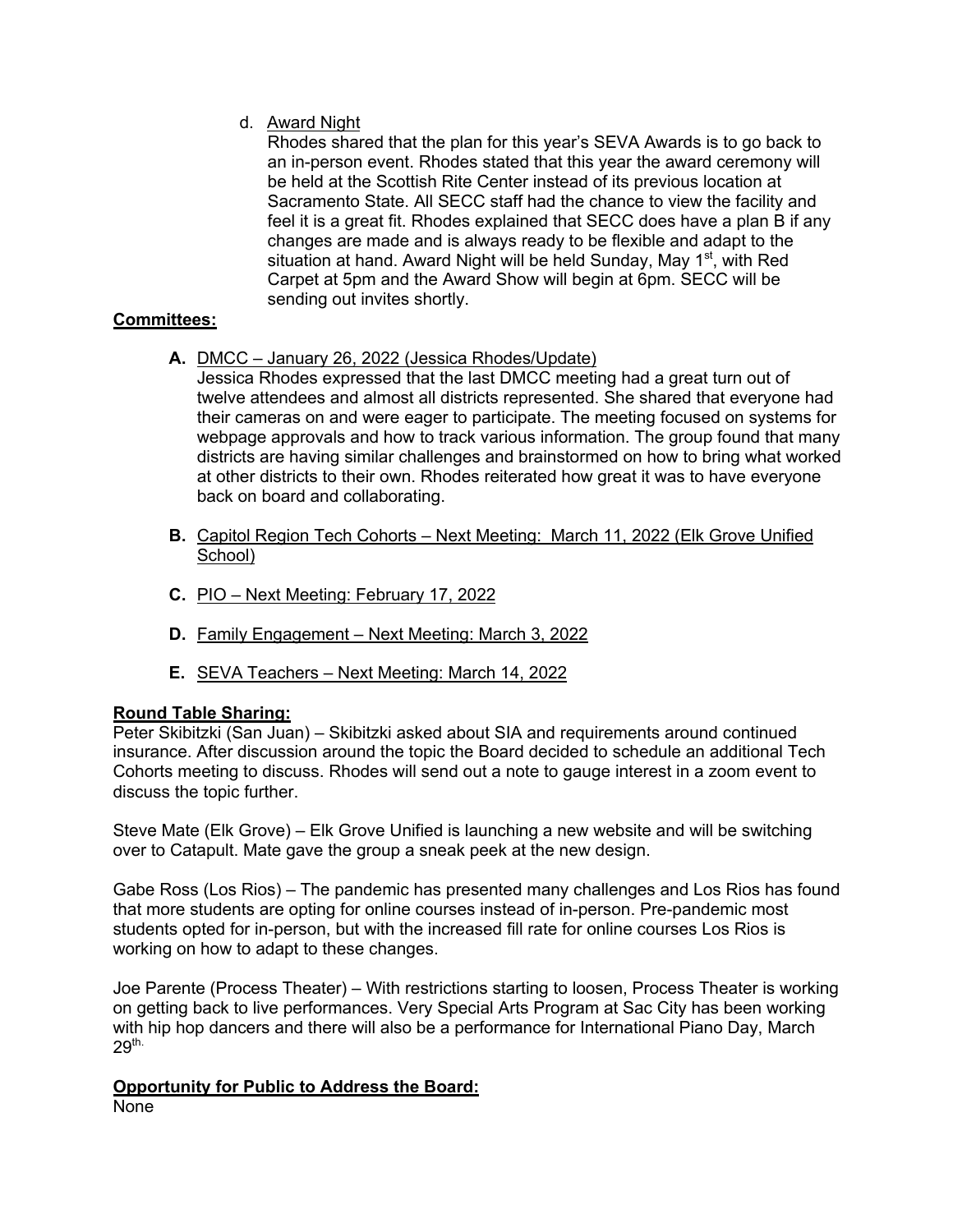d. <u>Award Night</u>

Rhodes shared that the plan for this year's SEVA Awards is to go back to an in-person event. Rhodes stated that this year the award ceremony will be held at the Scottish Rite Center instead of its previous location at Sacramento State. All SECC staff had the chance to view the facility and feel it is a great fit. Rhodes explained that SECC does have a plan B if any changes are made and is always ready to be flexible and adapt to the situation at hand. Award Night will be held Sunday, May 1st, with Red Carpet at 5pm and the Award Show will begin at 6pm. SECC will be sending out invites shortly.

**<u>Committees:</u>**

**A.** <u>DMCC – January 26, 2022 (Jessica Rhodes/Update)</u>

Jessica Rhodes expressed that the last DMCC meeting had a great turn out of twelve attendees and almost all districts represented. She shared that everyone had their cameras on and were eager to participate. The meeting focused on systems for webpage approvals and how to track various information. The group found that many districts are having similar challenges and brainstormed on how to bring what worked at other districts to their own. Rhodes reiterated how great it was to have everyone back on board and collaborating.

**B.** <u>Capitol Region Tech Cohorts – Next Meeting: March 11, 2022 (Elk Grove Unified School)</u>

**C.** <u>PIO – Next Meeting: February 17, 2022</u>

**D.** <u>Family Engagement – Next Meeting: March 3, 2022</u>

**E.** <u>SEVA Teachers – Next Meeting: March 14, 2022</u>

**<u>Round Table Sharing:</u>**

Peter Skibitzki (San Juan) – Skibitzki asked about SIA and requirements around continued insurance. After discussion around the topic the Board decided to schedule an additional Tech Cohorts meeting to discuss. Rhodes will send out a note to gauge interest in a zoom event to discuss the topic further.

Steve Mate (Elk Grove) – Elk Grove Unified is launching a new website and will be switching over to Catapult. Mate gave the group a sneak peek at the new design.

Gabe Ross (Los Rios) – The pandemic has presented many challenges and Los Rios has found that more students are opting for online courses instead of in-person. Pre-pandemic most students opted for in-person, but with the increased fill rate for online courses Los Rios is working on how to adapt to these changes.

Joe Parente (Process Theater) – With restrictions starting to loosen, Process Theater is working on getting back to live performances. Very Special Arts Program at Sac City has been working with hip hop dancers and there will also be a performance for International Piano Day, March 29th.

**<u>Opportunity for Public to Address the Board:</u>**

None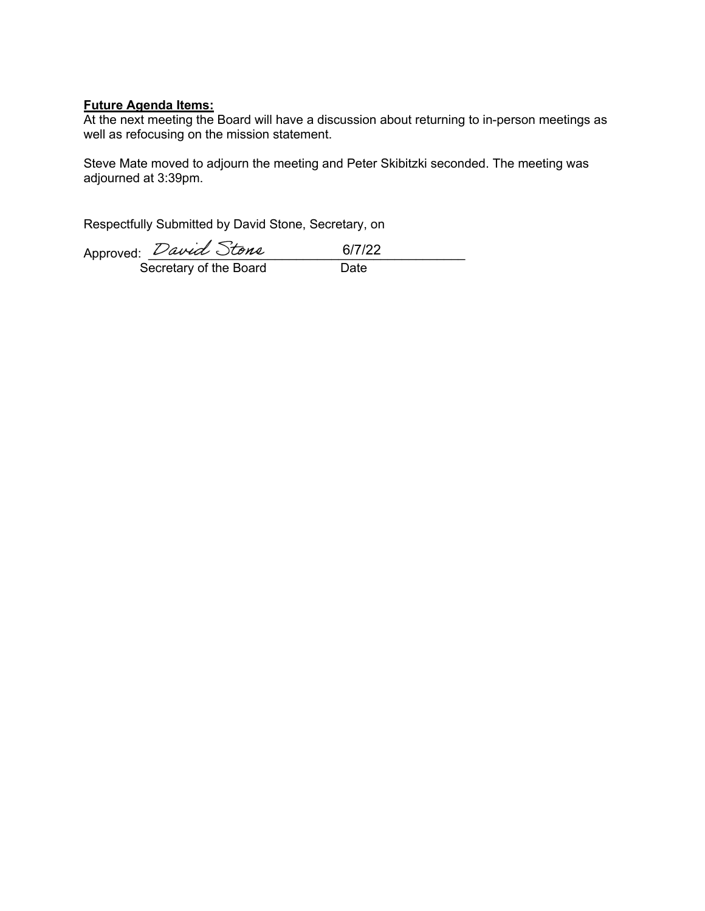**Future Agenda Items:**
At the next meeting the Board will have a discussion about returning to in-person meetings as well as refocusing on the mission statement.

Steve Mate moved to adjourn the meeting and Peter Skibitzki seconded. The meeting was adjourned at 3:39pm.

Respectfully Submitted by David Stone, Secretary, on

Approved: *David Stone* 6/7/22

Secretary of the Board Date